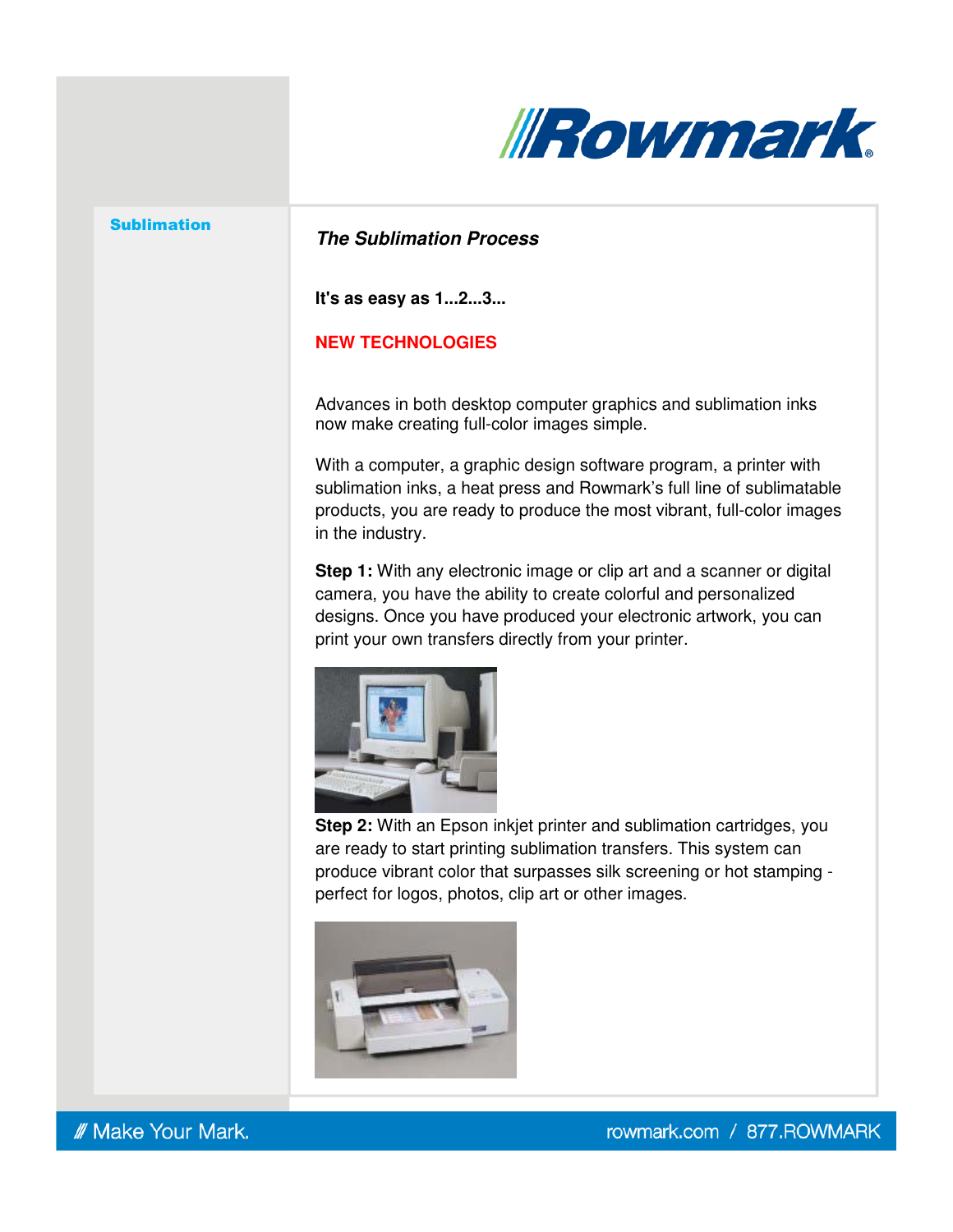Sublimation

## *The Sublimation Process*

**It's as easy as 1...2...3...**

**NEW TECHNOLOGIES**

Advances in both desktop computer graphics and sublimation inks now make creating full-color images simple.

With a computer, a graphic design software program, a printer with sublimation inks, a heat press and Rowmark's full line of sublimatable products, you are ready to produce the most vibrant, full-color images in the industry.

**Step 1:** With any electronic image or clip art and a scanner or digital camera, you have the ability to create colorful and personalized designs. Once you have produced your electronic artwork, you can print your own transfers directly from your printer.

**Step 2:** With an Epson inkjet printer and sublimation cartridges, you are ready to start printing sublimation transfers. This system can produce vibrant color that surpasses silk screening or hot stamping - perfect for logos, photos, clip art or other images.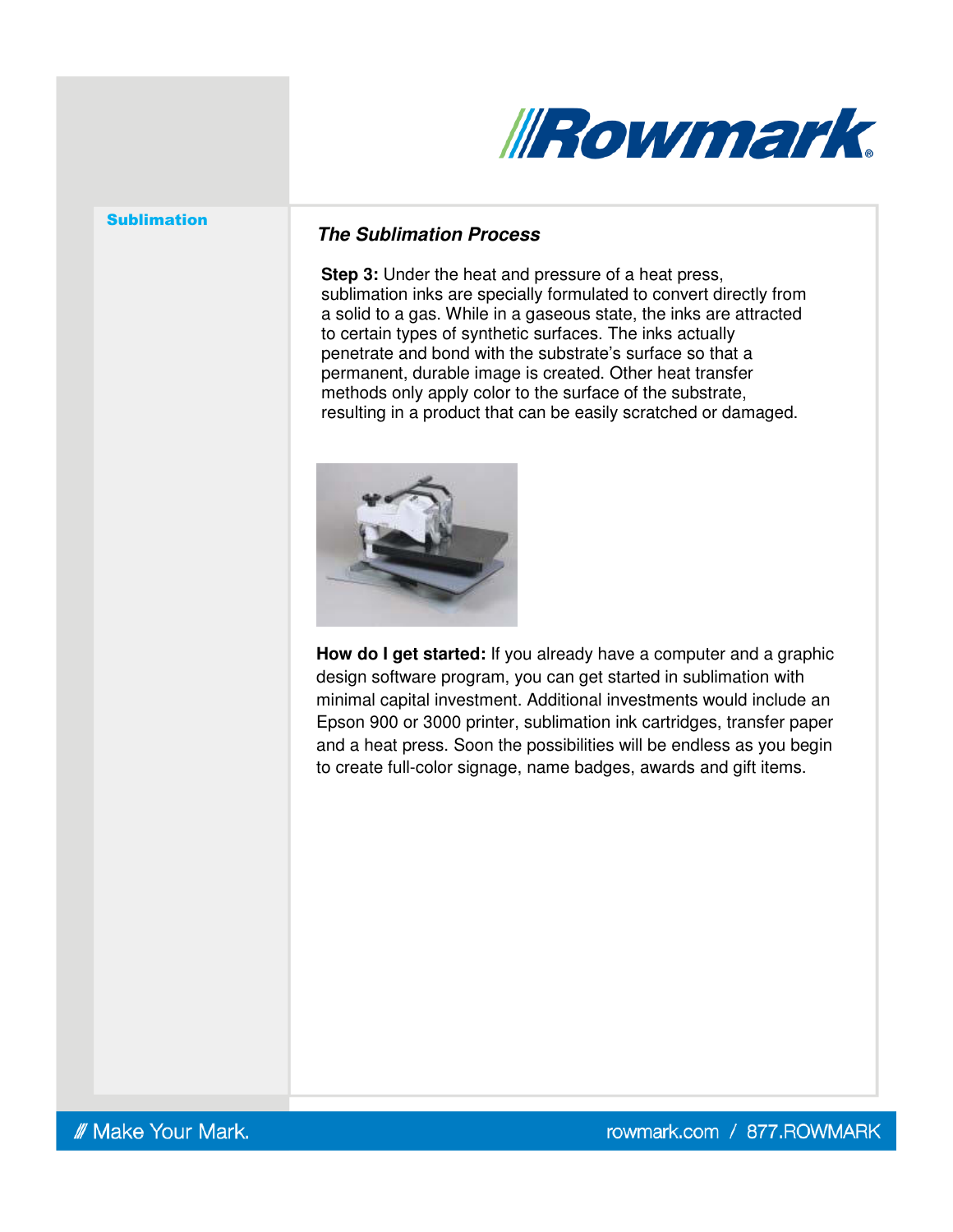Sublimation

### *The Sublimation Process*

**Step 3:** Under the heat and pressure of a heat press, sublimation inks are specially formulated to convert directly from a solid to a gas. While in a gaseous state, the inks are attracted to certain types of synthetic surfaces. The inks actually penetrate and bond with the substrate's surface so that a permanent, durable image is created. Other heat transfer methods only apply color to the surface of the substrate, resulting in a product that can be easily scratched or damaged.

**How do I get started:** If you already have a computer and a graphic design software program, you can get started in sublimation with minimal capital investment. Additional investments would include an Epson 900 or 3000 printer, sublimation ink cartridges, transfer paper and a heat press. Soon the possibilities will be endless as you begin to create full-color signage, name badges, awards and gift items.